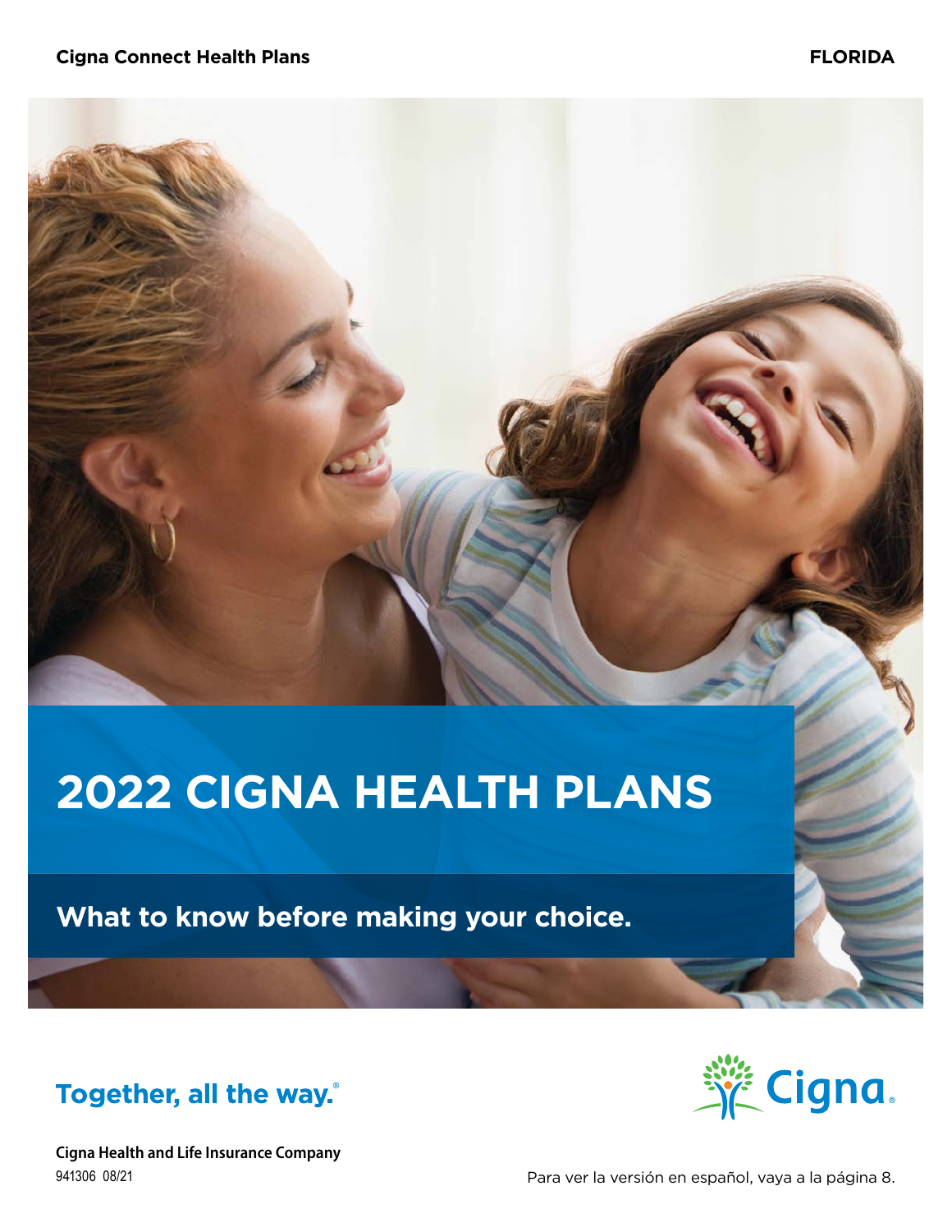**Cigna Connect Health Plans**

**FLORIDA**

# 2022 CIGNA HEALTH PLANS

## What to know before making your choice.

**Together, all the way.®**

Cigna.

**Cigna Health and Life Insurance Company**

941306 08/21

Para ver la versión en español, vaya a la página 8.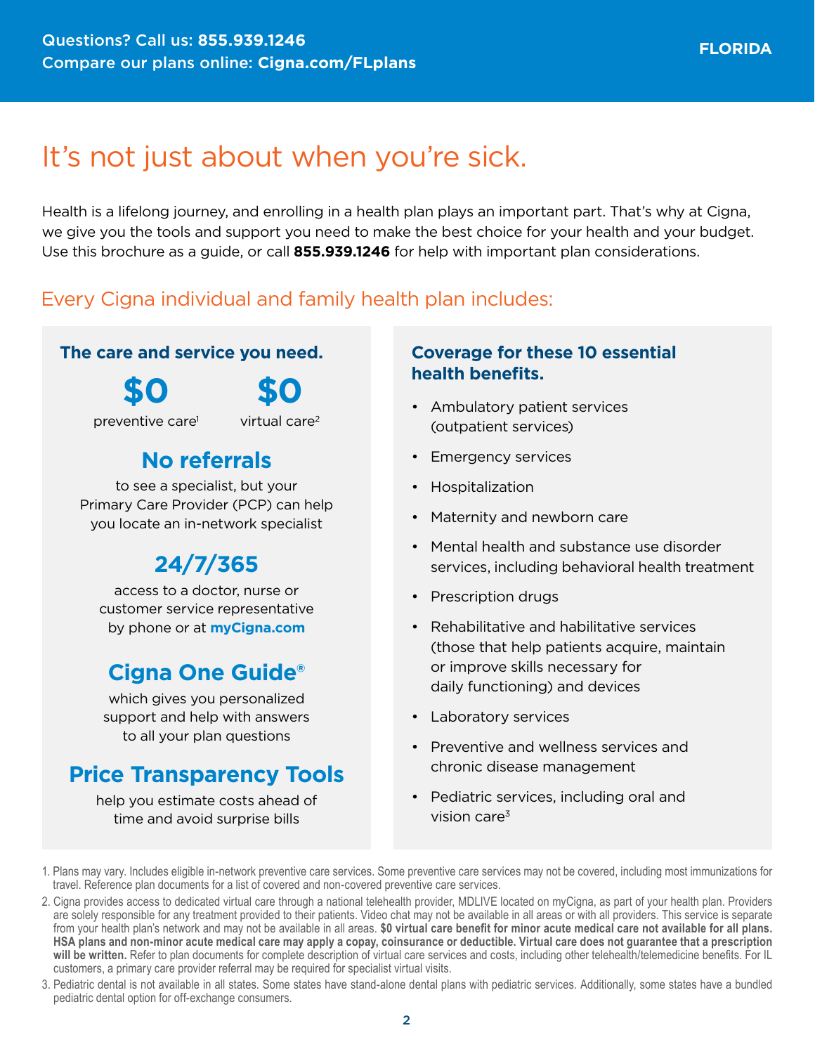Questions? Call us: **855.939.1246**
Compare our plans online: **Cigna.com/FLplans**

**FLORIDA**

# It's not just about when you're sick.

Health is a lifelong journey, and enrolling in a health plan plays an important part. That's why at Cigna, we give you the tools and support you need to make the best choice for your health and your budget. Use this brochure as a guide, or call **855.939.1246** for help with important plan considerations.

## Every Cigna individual and family health plan includes:

### The care and service you need.

**$0** preventive care[1]

**$0** virtual care[2]

**No referrals** to see a specialist, but your Primary Care Provider (PCP) can help you locate an in-network specialist

**24/7/365** access to a doctor, nurse or customer service representative by phone or at **myCigna.com**

**Cigna One Guide®** which gives you personalized support and help with answers to all your plan questions

**Price Transparency Tools** help you estimate costs ahead of time and avoid surprise bills

### Coverage for these 10 essential health benefits.

- Ambulatory patient services (outpatient services)
- Emergency services
- Hospitalization
- Maternity and newborn care
- Mental health and substance use disorder services, including behavioral health treatment
- Prescription drugs
- Rehabilitative and habilitative services (those that help patients acquire, maintain or improve skills necessary for daily functioning) and devices
- Laboratory services
- Preventive and wellness services and chronic disease management
- Pediatric services, including oral and vision care[3]

1. Plans may vary. Includes eligible in-network preventive care services. Some preventive care services may not be covered, including most immunizations for travel. Reference plan documents for a list of covered and non-covered preventive care services.
2. Cigna provides access to dedicated virtual care through a national telehealth provider, MDLIVE located on myCigna, as part of your health plan. Providers are solely responsible for any treatment provided to their patients. Video chat may not be available in all areas or with all providers. This service is separate from your health plan's network and may not be available in all areas. **$0 virtual care benefit for minor acute medical care not available for all plans. HSA plans and non-minor acute medical care may apply a copay, coinsurance or deductible. Virtual care does not guarantee that a prescription will be written.** Refer to plan documents for complete description of virtual care services and costs, including other telehealth/telemedicine benefits. For IL customers, a primary care provider referral may be required for specialist virtual visits.
3. Pediatric dental is not available in all states. Some states have stand-alone dental plans with pediatric services. Additionally, some states have a bundled pediatric dental option for off-exchange consumers.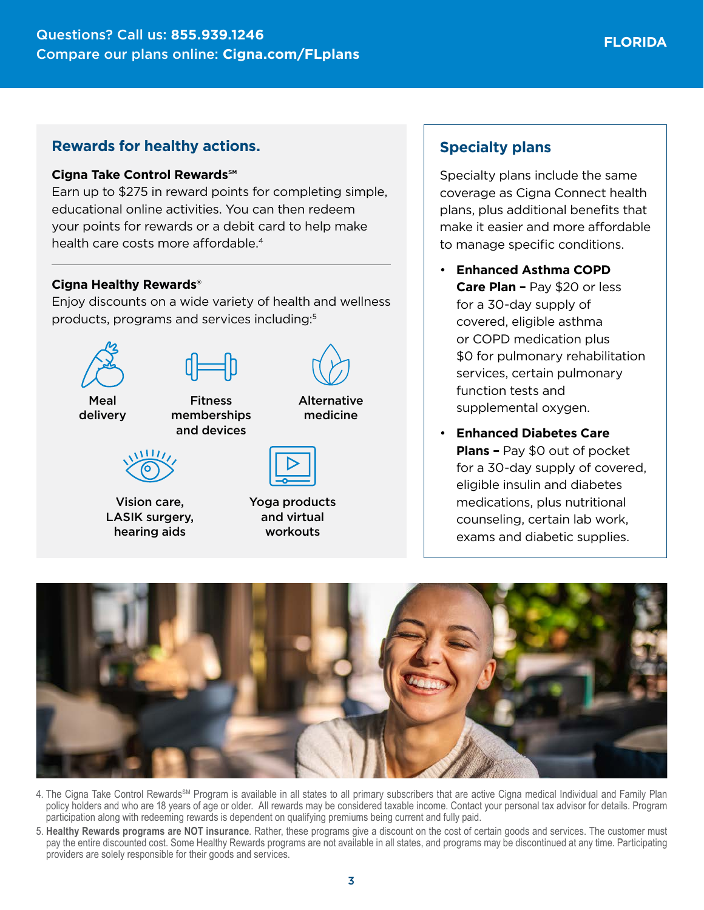## Rewards for healthy actions.

**Cigna Take Control Rewards℠**
Earn up to $275 in reward points for completing simple, educational online activities. You can then redeem your points for rewards or a debit card to help make health care costs more affordable.[4]

---

**Cigna Healthy Rewards®**
Enjoy discounts on a wide variety of health and wellness products, programs and services including:[5]

- Meal delivery
- Fitness memberships and devices
- Alternative medicine
- Vision care, LASIK surgery, hearing aids
- Yoga products and virtual workouts

## Specialty plans

Specialty plans include the same coverage as Cigna Connect health plans, plus additional benefits that make it easier and more affordable to manage specific conditions.

- **Enhanced Asthma COPD Care Plan –** Pay $20 or less for a 30-day supply of covered, eligible asthma or COPD medication plus $0 for pulmonary rehabilitation services, certain pulmonary function tests and supplemental oxygen.
- **Enhanced Diabetes Care Plans –** Pay $0 out of pocket for a 30-day supply of covered, eligible insulin and diabetes medications, plus nutritional counseling, certain lab work, exams and diabetic supplies.

4. The Cigna Take Control Rewards℠ Program is available in all states to all primary subscribers that are active Cigna medical Individual and Family Plan policy holders and who are 18 years of age or older. All rewards may be considered taxable income. Contact your personal tax advisor for details. Program participation along with redeeming rewards is dependent on qualifying premiums being current and fully paid.
5. **Healthy Rewards programs are NOT insurance**. Rather, these programs give a discount on the cost of certain goods and services. The customer must pay the entire discounted cost. Some Healthy Rewards programs are not available in all states, and programs may be discontinued at any time. Participating providers are solely responsible for their goods and services.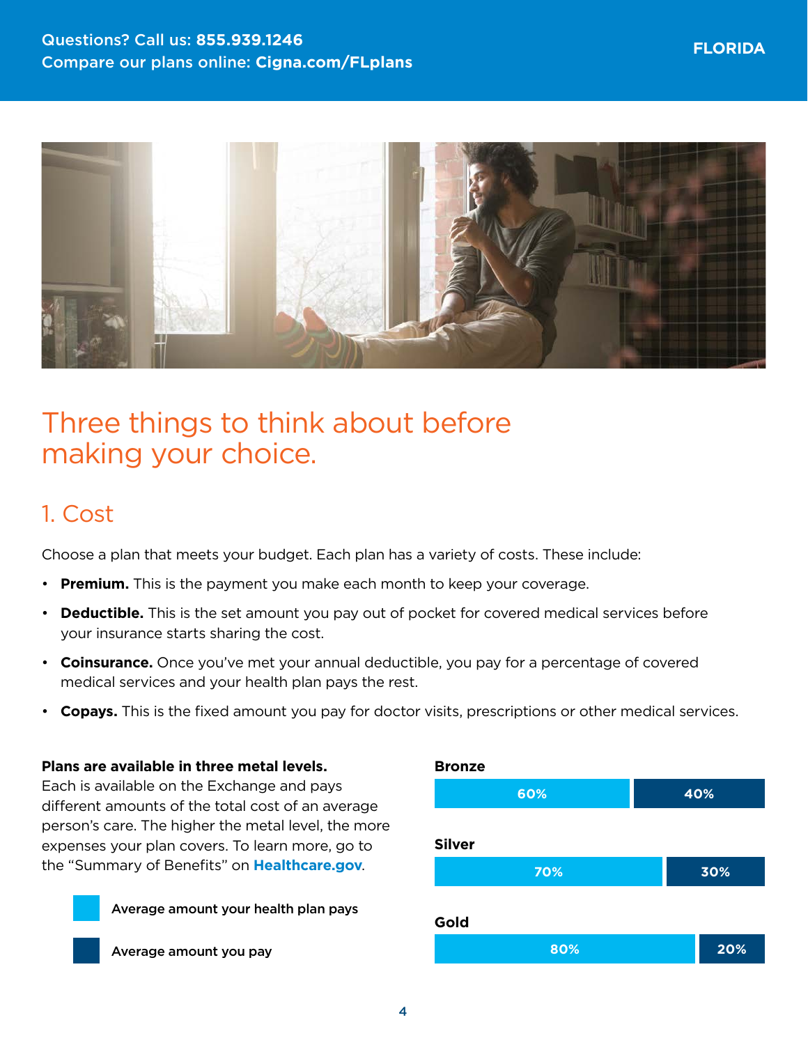# Three things to think about before making your choice.

## 1. Cost

Choose a plan that meets your budget. Each plan has a variety of costs. These include:

- **Premium.** This is the payment you make each month to keep your coverage.
- **Deductible.** This is the set amount you pay out of pocket for covered medical services before your insurance starts sharing the cost.
- **Coinsurance.** Once you've met your annual deductible, you pay for a percentage of covered medical services and your health plan pays the rest.
- **Copays.** This is the fixed amount you pay for doctor visits, prescriptions or other medical services.

**Plans are available in three metal levels.**
Each is available on the Exchange and pays different amounts of the total cost of an average person's care. The higher the metal level, the more expenses your plan covers. To learn more, go to the "Summary of Benefits" on **Healthcare.gov**.

| Metal level | Average amount your health plan pays | Average amount you pay |
|---|---|---|
| Bronze | 60% | 40% |
| Silver | 70% | 30% |
| Gold | 80% | 20% |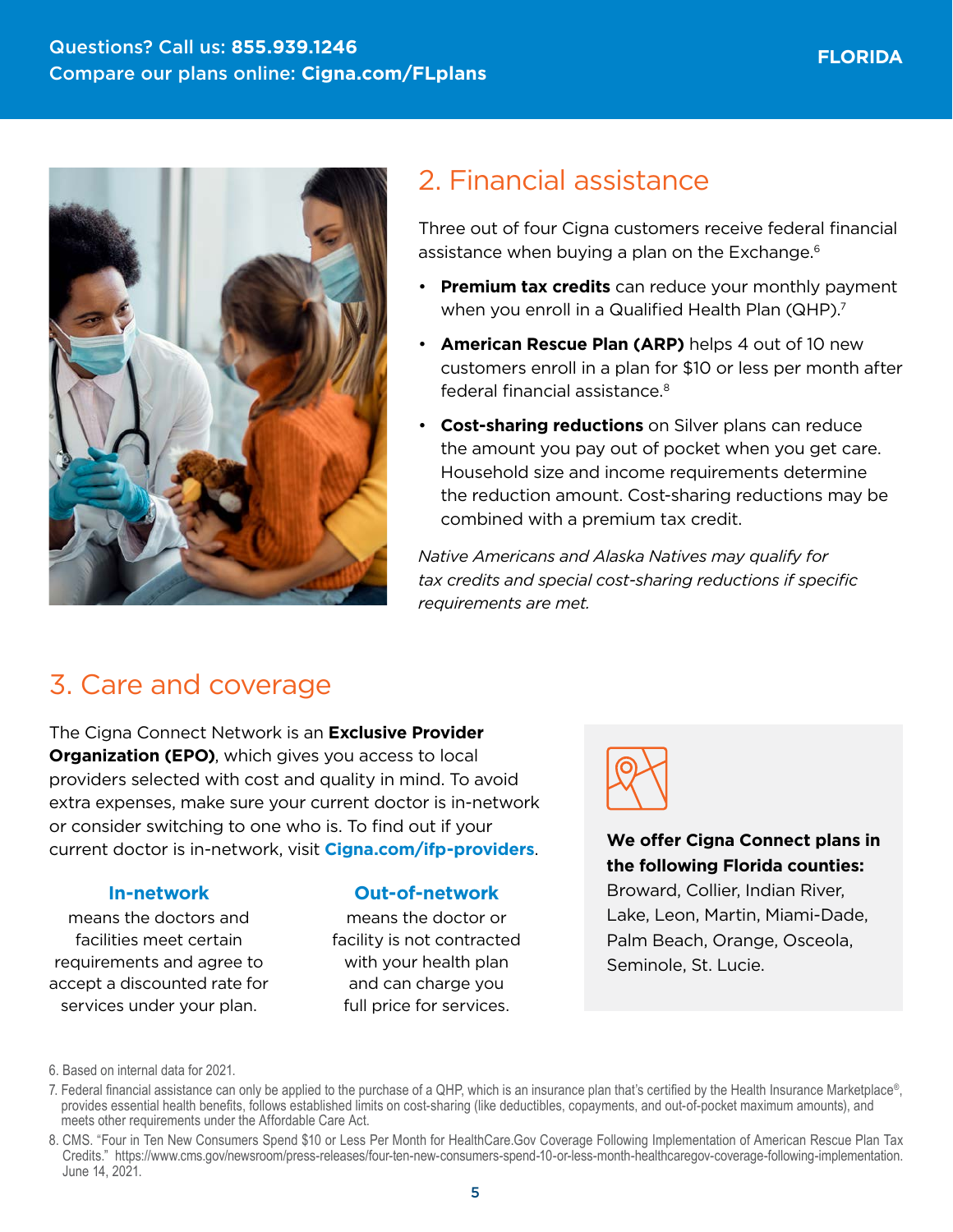Questions? Call us: **855.939.1246**
Compare our plans online: **Cigna.com/FLplans**

FLORIDA

## 2. Financial assistance

Three out of four Cigna customers receive federal financial assistance when buying a plan on the Exchange.[6]

- **Premium tax credits** can reduce your monthly payment when you enroll in a Qualified Health Plan (QHP).[7]
- **American Rescue Plan (ARP)** helps 4 out of 10 new customers enroll in a plan for $10 or less per month after federal financial assistance.[8]
- **Cost-sharing reductions** on Silver plans can reduce the amount you pay out of pocket when you get care. Household size and income requirements determine the reduction amount. Cost-sharing reductions may be combined with a premium tax credit.

*Native Americans and Alaska Natives may qualify for tax credits and special cost-sharing reductions if specific requirements are met.*

## 3. Care and coverage

The Cigna Connect Network is an **Exclusive Provider Organization (EPO)**, which gives you access to local providers selected with cost and quality in mind. To avoid extra expenses, make sure your current doctor is in-network or consider switching to one who is. To find out if your current doctor is in-network, visit **Cigna.com/ifp-providers**.

**In-network**
means the doctors and facilities meet certain requirements and agree to accept a discounted rate for services under your plan.

**Out-of-network**
means the doctor or facility is not contracted with your health plan and can charge you full price for services.

**We offer Cigna Connect plans in the following Florida counties:**
Broward, Collier, Indian River, Lake, Leon, Martin, Miami-Dade, Palm Beach, Orange, Osceola, Seminole, St. Lucie.

6. Based on internal data for 2021.
7. Federal financial assistance can only be applied to the purchase of a QHP, which is an insurance plan that's certified by the Health Insurance Marketplace®, provides essential health benefits, follows established limits on cost-sharing (like deductibles, copayments, and out-of-pocket maximum amounts), and meets other requirements under the Affordable Care Act.
8. CMS. "Four in Ten New Consumers Spend $10 or Less Per Month for HealthCare.Gov Coverage Following Implementation of American Rescue Plan Tax Credits." https://www.cms.gov/newsroom/press-releases/four-ten-new-consumers-spend-10-or-less-month-healthcaregov-coverage-following-implementation. June 14, 2021.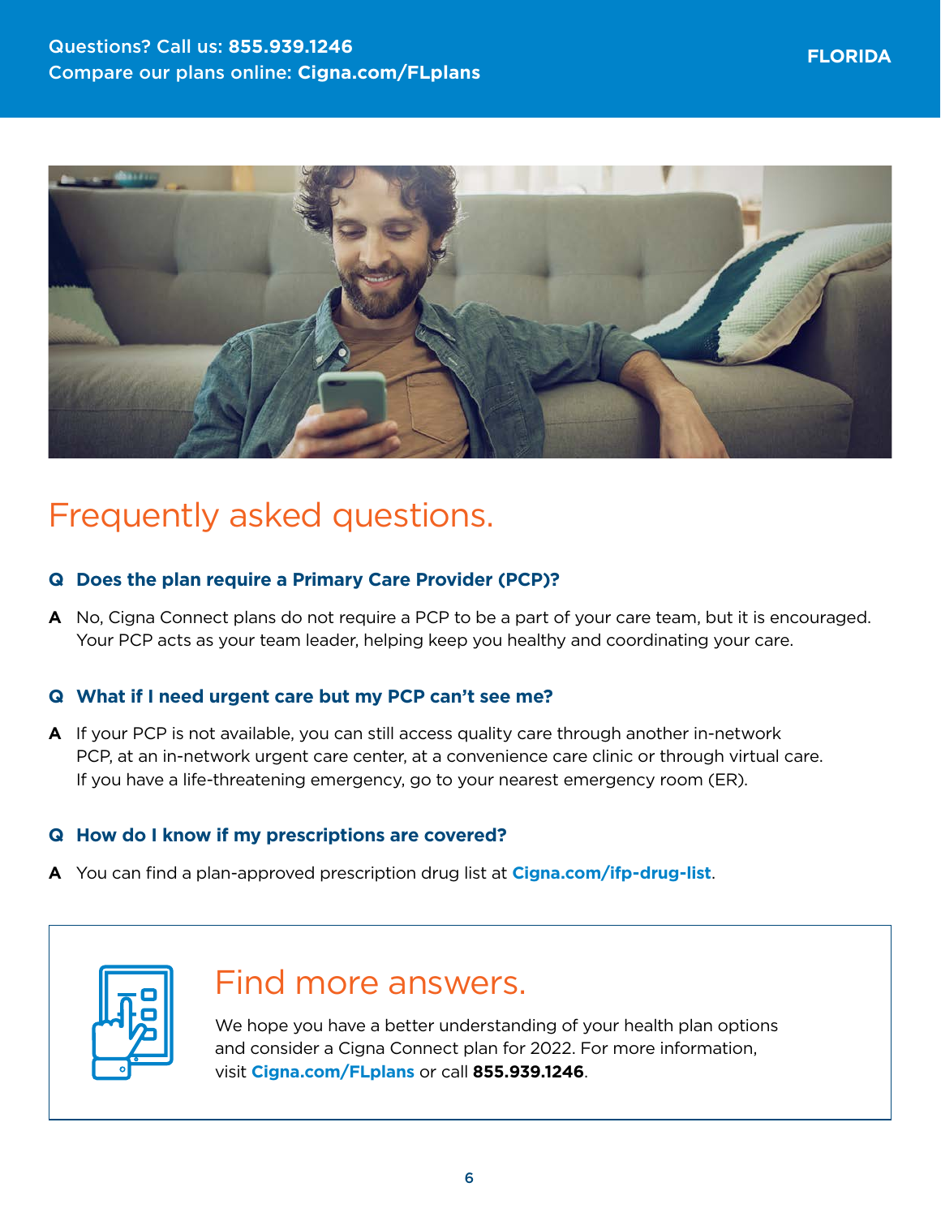Questions? Call us: **855.939.1246**
Compare our plans online: **Cigna.com/FLplans**

**FLORIDA**

# Frequently asked questions.

**Q Does the plan require a Primary Care Provider (PCP)?**

**A** No, Cigna Connect plans do not require a PCP to be a part of your care team, but it is encouraged. Your PCP acts as your team leader, helping keep you healthy and coordinating your care.

**Q What if I need urgent care but my PCP can't see me?**

**A** If your PCP is not available, you can still access quality care through another in-network PCP, at an in-network urgent care center, at a convenience care clinic or through virtual care. If you have a life-threatening emergency, go to your nearest emergency room (ER).

**Q How do I know if my prescriptions are covered?**

**A** You can find a plan-approved prescription drug list at **Cigna.com/ifp-drug-list**.

## Find more answers.

We hope you have a better understanding of your health plan options and consider a Cigna Connect plan for 2022. For more information, visit **Cigna.com/FLplans** or call **855.939.1246**.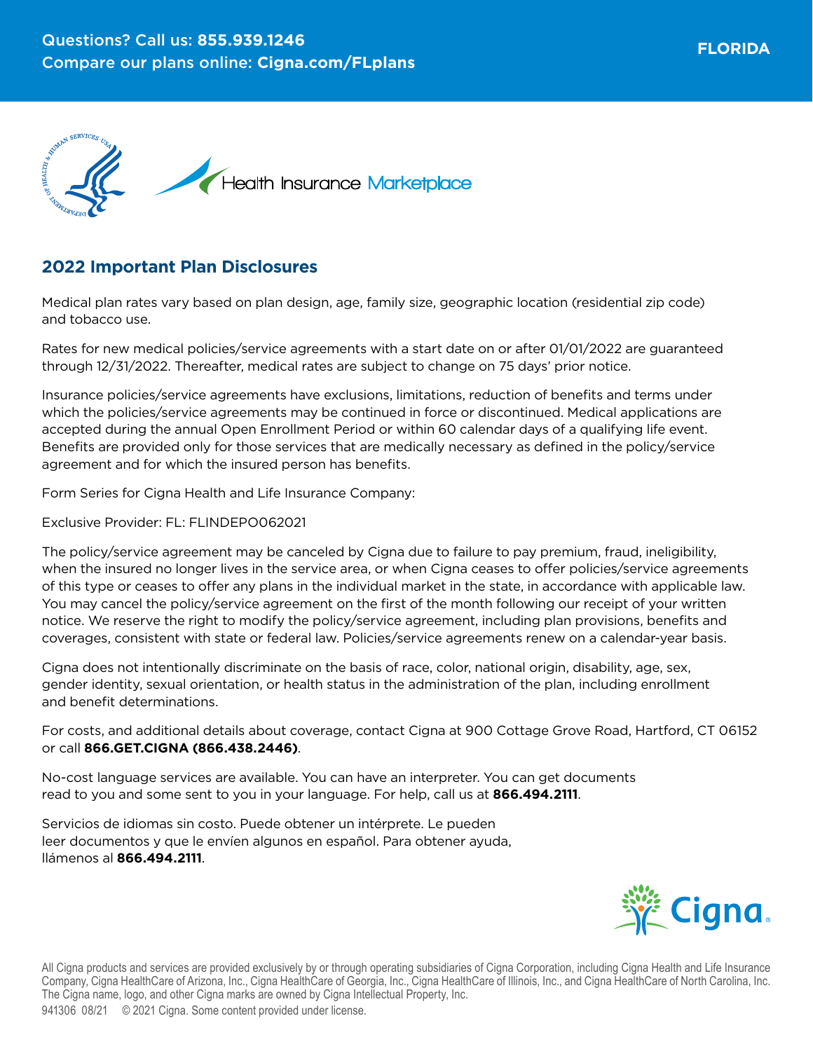Questions? Call us: **855.939.1246**
Compare our plans online: **Cigna.com/FLplans**

**FLORIDA**

Health Insurance Marketplace

## 2022 Important Plan Disclosures

Medical plan rates vary based on plan design, age, family size, geographic location (residential zip code) and tobacco use.

Rates for new medical policies/service agreements with a start date on or after 01/01/2022 are guaranteed through 12/31/2022. Thereafter, medical rates are subject to change on 75 days' prior notice.

Insurance policies/service agreements have exclusions, limitations, reduction of benefits and terms under which the policies/service agreements may be continued in force or discontinued. Medical applications are accepted during the annual Open Enrollment Period or within 60 calendar days of a qualifying life event. Benefits are provided only for those services that are medically necessary as defined in the policy/service agreement and for which the insured person has benefits.

Form Series for Cigna Health and Life Insurance Company:

Exclusive Provider: FL: FLINDEPO062021

The policy/service agreement may be canceled by Cigna due to failure to pay premium, fraud, ineligibility, when the insured no longer lives in the service area, or when Cigna ceases to offer policies/service agreements of this type or ceases to offer any plans in the individual market in the state, in accordance with applicable law. You may cancel the policy/service agreement on the first of the month following our receipt of your written notice. We reserve the right to modify the policy/service agreement, including plan provisions, benefits and coverages, consistent with state or federal law. Policies/service agreements renew on a calendar-year basis.

Cigna does not intentionally discriminate on the basis of race, color, national origin, disability, age, sex, gender identity, sexual orientation, or health status in the administration of the plan, including enrollment and benefit determinations.

For costs, and additional details about coverage, contact Cigna at 900 Cottage Grove Road, Hartford, CT 06152 or call **866.GET.CIGNA (866.438.2446)**.

No-cost language services are available. You can have an interpreter. You can get documents read to you and some sent to you in your language. For help, call us at **866.494.2111**.

Servicios de idiomas sin costo. Puede obtener un intérprete. Le pueden leer documentos y que le envíen algunos en español. Para obtener ayuda, llámenos al **866.494.2111**.

All Cigna products and services are provided exclusively by or through operating subsidiaries of Cigna Corporation, including Cigna Health and Life Insurance Company, Cigna HealthCare of Arizona, Inc., Cigna HealthCare of Georgia, Inc., Cigna HealthCare of Illinois, Inc., and Cigna HealthCare of North Carolina, Inc. The Cigna name, logo, and other Cigna marks are owned by Cigna Intellectual Property, Inc.

941306 08/21 © 2021 Cigna. Some content provided under license.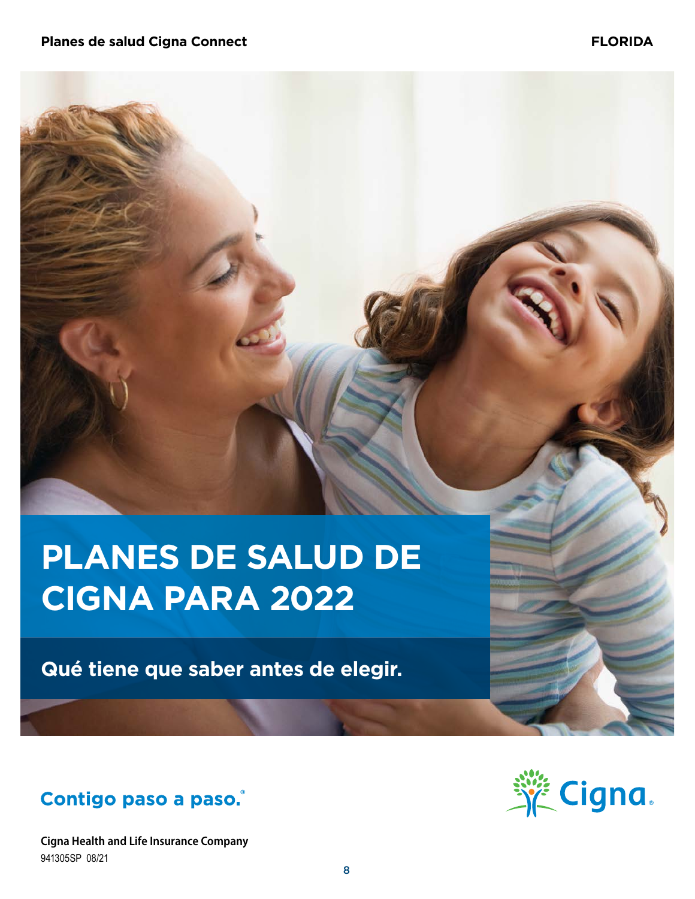Planes de salud Cigna Connect

FLORIDA

# PLANES DE SALUD DE CIGNA PARA 2022

## Qué tiene que saber antes de elegir.

Contigo paso a paso.®

Cigna Health and Life Insurance Company
941305SP 08/21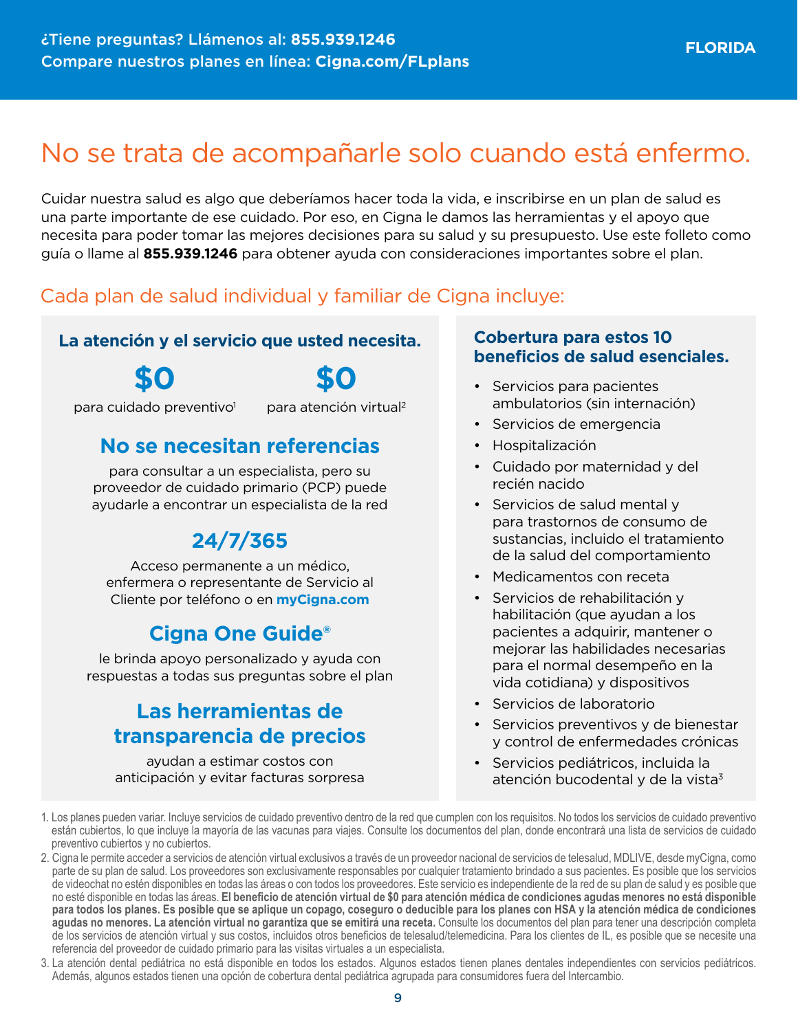¿Tiene preguntas? Llámenos al: **855.939.1246**
Compare nuestros planes en línea: **Cigna.com/FLplans**

**FLORIDA**

# No se trata de acompañarle solo cuando está enfermo.

Cuidar nuestra salud es algo que deberíamos hacer toda la vida, e inscribirse en un plan de salud es una parte importante de ese cuidado. Por eso, en Cigna le damos las herramientas y el apoyo que necesita para poder tomar las mejores decisiones para su salud y su presupuesto. Use este folleto como guía o llame al **855.939.1246** para obtener ayuda con consideraciones importantes sobre el plan.

## Cada plan de salud individual y familiar de Cigna incluye:

### La atención y el servicio que usted necesita.

**$0** para cuidado preventivo[1]

**$0** para atención virtual[2]

**No se necesitan referencias** para consultar a un especialista, pero su proveedor de cuidado primario (PCP) puede ayudarle a encontrar un especialista de la red

**24/7/365** Acceso permanente a un médico, enfermera o representante de Servicio al Cliente por teléfono o en **myCigna.com**

**Cigna One Guide®** le brinda apoyo personalizado y ayuda con respuestas a todas sus preguntas sobre el plan

**Las herramientas de transparencia de precios** ayudan a estimar costos con anticipación y evitar facturas sorpresa

### Cobertura para estos 10 beneficios de salud esenciales.

- Servicios para pacientes ambulatorios (sin internación)
- Servicios de emergencia
- Hospitalización
- Cuidado por maternidad y del recién nacido
- Servicios de salud mental y para trastornos de consumo de sustancias, incluido el tratamiento de la salud del comportamiento
- Medicamentos con receta
- Servicios de rehabilitación y habilitación (que ayudan a los pacientes a adquirir, mantener o mejorar las habilidades necesarias para el normal desempeño en la vida cotidiana) y dispositivos
- Servicios de laboratorio
- Servicios preventivos y de bienestar y control de enfermedades crónicas
- Servicios pediátricos, incluida la atención bucodental y de la vista[3]

1. Los planes pueden variar. Incluye servicios de cuidado preventivo dentro de la red que cumplen con los requisitos. No todos los servicios de cuidado preventivo están cubiertos, lo que incluye la mayoría de las vacunas para viajes. Consulte los documentos del plan, donde encontrará una lista de servicios de cuidado preventivo cubiertos y no cubiertos.
2. Cigna le permite acceder a servicios de atención virtual exclusivos a través de un proveedor nacional de servicios de telesalud, MDLIVE, desde myCigna, como parte de su plan de salud. Los proveedores son exclusivamente responsables por cualquier tratamiento brindado a sus pacientes. Es posible que los servicios de videochat no estén disponibles en todas las áreas o con todos los proveedores. Este servicio es independiente de la red de su plan de salud y es posible que no esté disponible en todas las áreas. **El beneficio de atención virtual de $0 para atención médica de condiciones agudas menores no está disponible para todos los planes. Es posible que se aplique un copago, coseguro o deducible para los planes con HSA y la atención médica de condiciones agudas no menores. La atención virtual no garantiza que se emitirá una receta.** Consulte los documentos del plan para tener una descripción completa de los servicios de atención virtual y sus costos, incluidos otros beneficios de telesalud/telemedicina. Para los clientes de IL, es posible que se necesite una referencia del proveedor de cuidado primario para las visitas virtuales a un especialista.
3. La atención dental pediátrica no está disponible en todos los estados. Algunos estados tienen planes dentales independientes con servicios pediátricos. Además, algunos estados tienen una opción de cobertura dental pediátrica agrupada para consumidores fuera del Intercambio.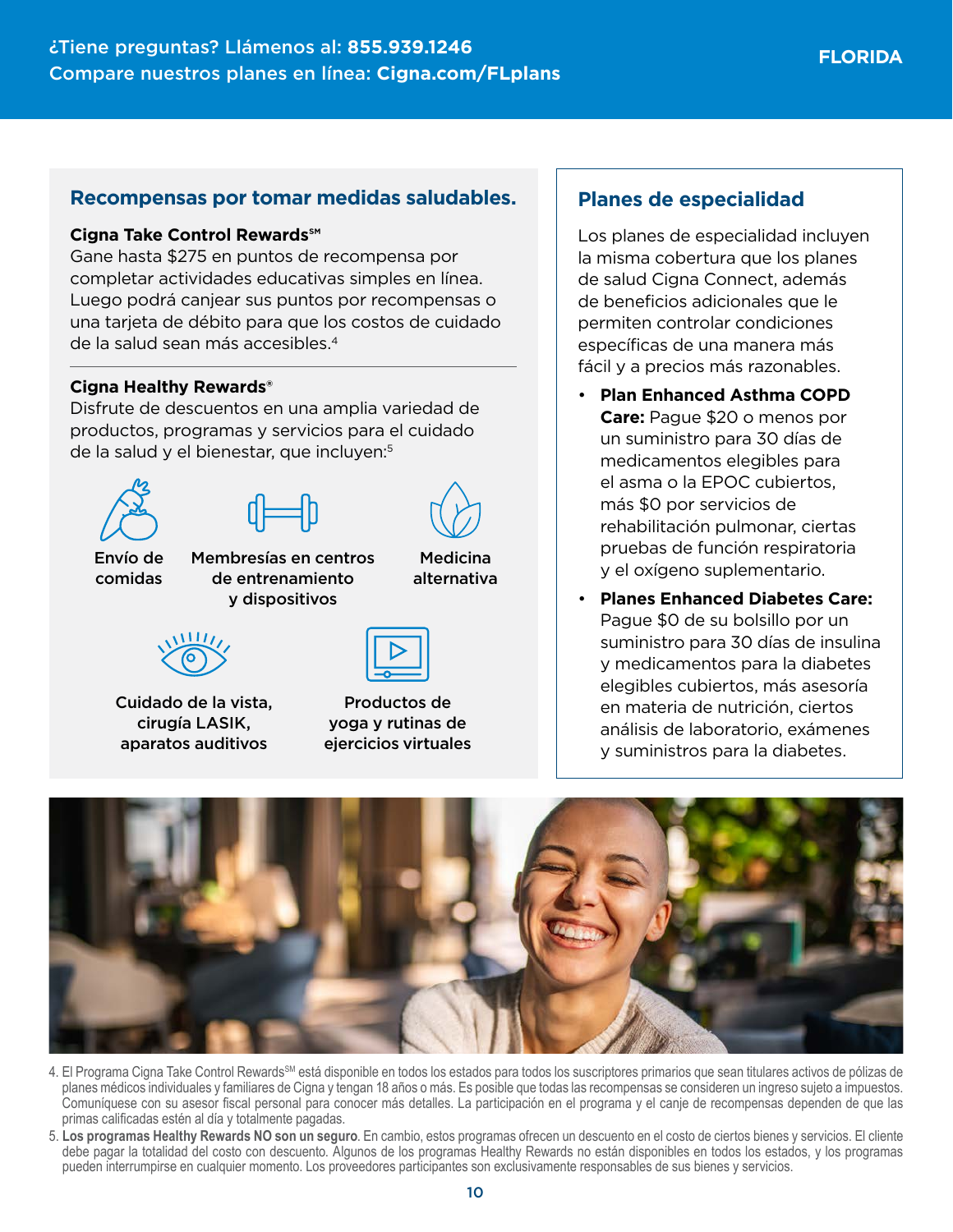## Recompensas por tomar medidas saludables.

**Cigna Take Control Rewards℠**

Gane hasta $275 en puntos de recompensa por completar actividades educativas simples en línea. Luego podrá canjear sus puntos por recompensas o una tarjeta de débito para que los costos de cuidado de la salud sean más accesibles.[4]

**Cigna Healthy Rewards®**

Disfrute de descuentos en una amplia variedad de productos, programas y servicios para el cuidado de la salud y el bienestar, que incluyen:[5]

- Envío de comidas
- Membresías en centros de entrenamiento y dispositivos
- Medicina alternativa
- Cuidado de la vista, cirugía LASIK, aparatos auditivos
- Productos de yoga y rutinas de ejercicios virtuales

## Planes de especialidad

Los planes de especialidad incluyen la misma cobertura que los planes de salud Cigna Connect, además de beneficios adicionales que le permiten controlar condiciones específicas de una manera más fácil y a precios más razonables.

- **Plan Enhanced Asthma COPD Care:** Pague $20 o menos por un suministro para 30 días de medicamentos elegibles para el asma o la EPOC cubiertos, más $0 por servicios de rehabilitación pulmonar, ciertas pruebas de función respiratoria y el oxígeno suplementario.
- **Planes Enhanced Diabetes Care:** Pague $0 de su bolsillo por un suministro para 30 días de insulina y medicamentos para la diabetes elegibles cubiertos, más asesoría en materia de nutrición, ciertos análisis de laboratorio, exámenes y suministros para la diabetes.

4. El Programa Cigna Take Control Rewards℠ está disponible en todos los estados para todos los suscriptores primarios que sean titulares activos de pólizas de planes médicos individuales y familiares de Cigna y tengan 18 años o más. Es posible que todas las recompensas se consideren un ingreso sujeto a impuestos. Comuníquese con su asesor fiscal personal para conocer más detalles. La participación en el programa y el canje de recompensas dependen de que las primas calificadas estén al día y totalmente pagadas.
5. **Los programas Healthy Rewards NO son un seguro**. En cambio, estos programas ofrecen un descuento en el costo de ciertos bienes y servicios. El cliente debe pagar la totalidad del costo con descuento. Algunos de los programas Healthy Rewards no están disponibles en todos los estados, y los programas pueden interrumpirse en cualquier momento. Los proveedores participantes son exclusivamente responsables de sus bienes y servicios.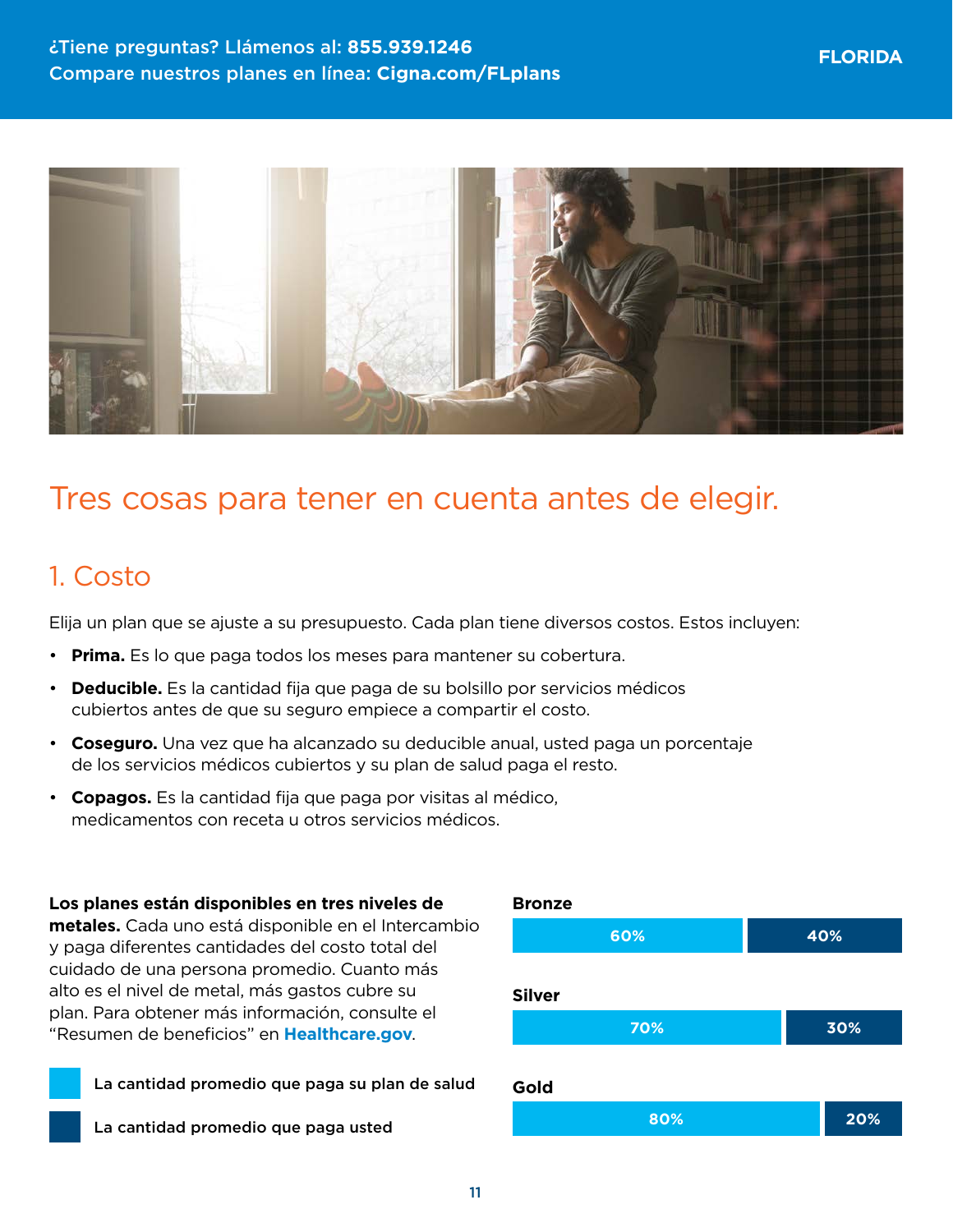¿Tiene preguntas? Llámenos al: **855.939.1246**
Compare nuestros planes en línea: **Cigna.com/FLplans**

**FLORIDA**

# Tres cosas para tener en cuenta antes de elegir.

## 1. Costo

Elija un plan que se ajuste a su presupuesto. Cada plan tiene diversos costos. Estos incluyen:

- **Prima.** Es lo que paga todos los meses para mantener su cobertura.
- **Deducible.** Es la cantidad fija que paga de su bolsillo por servicios médicos cubiertos antes de que su seguro empiece a compartir el costo.
- **Coseguro.** Una vez que ha alcanzado su deducible anual, usted paga un porcentaje de los servicios médicos cubiertos y su plan de salud paga el resto.
- **Copagos.** Es la cantidad fija que paga por visitas al médico, medicamentos con receta u otros servicios médicos.

**Los planes están disponibles en tres niveles de metales.** Cada uno está disponible en el Intercambio y paga diferentes cantidades del costo total del cuidado de una persona promedio. Cuanto más alto es el nivel de metal, más gastos cubre su plan. Para obtener más información, consulte el "Resumen de beneficios" en **Healthcare.gov**.

| Nivel | La cantidad promedio que paga su plan de salud | La cantidad promedio que paga usted |
|---|---|---|
| Bronze | 60% | 40% |
| Silver | 70% | 30% |
| Gold | 80% | 20% |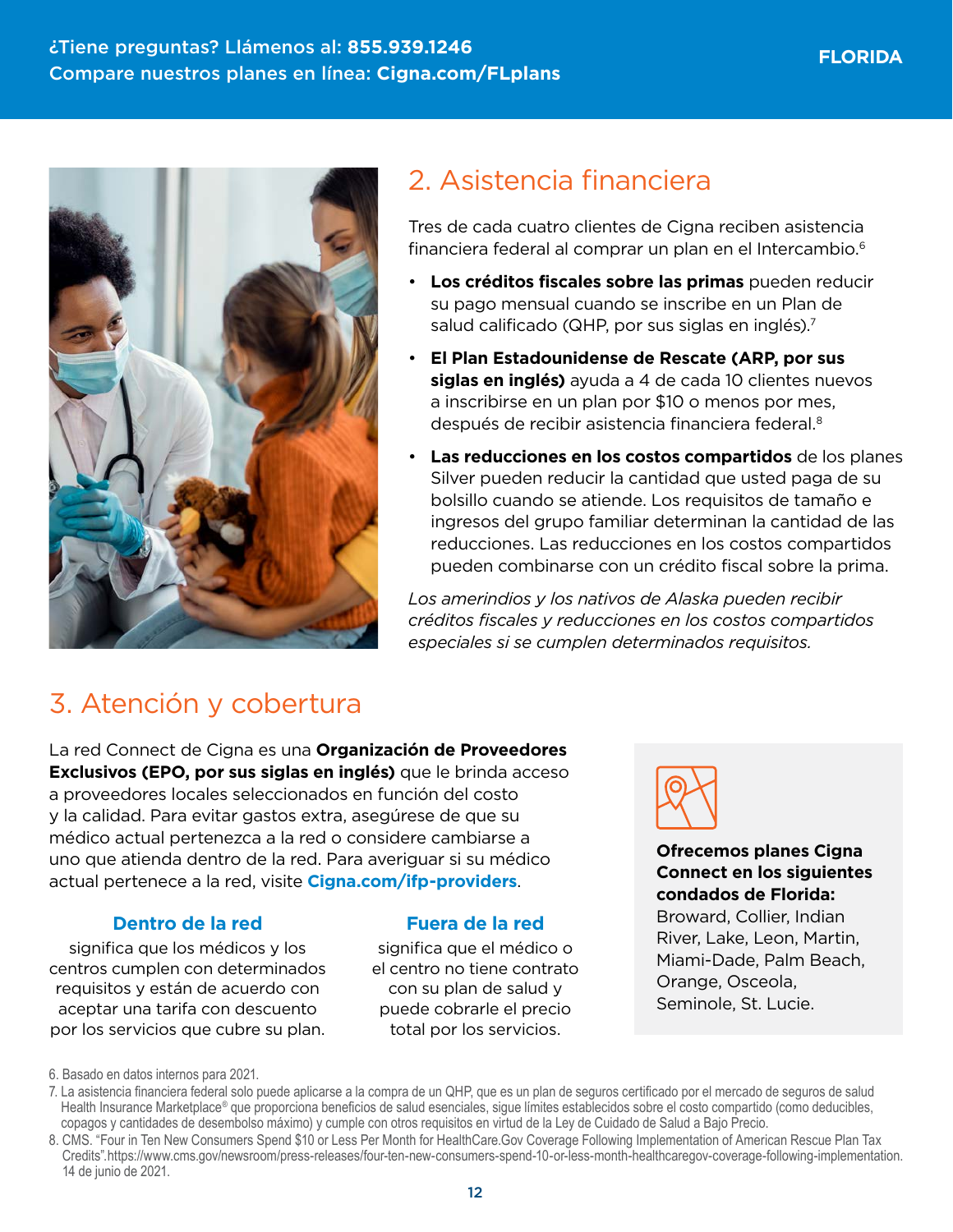¿Tiene preguntas? Llámenos al: **855.939.1246**
Compare nuestros planes en línea: **Cigna.com/FLplans**

**FLORIDA**

## 2. Asistencia financiera

Tres de cada cuatro clientes de Cigna reciben asistencia financiera federal al comprar un plan en el Intercambio.[6]

- **Los créditos fiscales sobre las primas** pueden reducir su pago mensual cuando se inscribe en un Plan de salud calificado (QHP, por sus siglas en inglés).[7]
- **El Plan Estadounidense de Rescate (ARP, por sus siglas en inglés)** ayuda a 4 de cada 10 clientes nuevos a inscribirse en un plan por $10 o menos por mes, después de recibir asistencia financiera federal.[8]
- **Las reducciones en los costos compartidos** de los planes Silver pueden reducir la cantidad que usted paga de su bolsillo cuando se atiende. Los requisitos de tamaño e ingresos del grupo familiar determinan la cantidad de las reducciones. Las reducciones en los costos compartidos pueden combinarse con un crédito fiscal sobre la prima.

*Los amerindios y los nativos de Alaska pueden recibir créditos fiscales y reducciones en los costos compartidos especiales si se cumplen determinados requisitos.*

## 3. Atención y cobertura

La red Connect de Cigna es una **Organización de Proveedores Exclusivos (EPO, por sus siglas en inglés)** que le brinda acceso a proveedores locales seleccionados en función del costo y la calidad. Para evitar gastos extra, asegúrese de que su médico actual pertenezca a la red o considere cambiarse a uno que atienda dentro de la red. Para averiguar si su médico actual pertenece a la red, visite **Cigna.com/ifp-providers**.

### Dentro de la red

significa que los médicos y los centros cumplen con determinados requisitos y están de acuerdo con aceptar una tarifa con descuento por los servicios que cubre su plan.

### Fuera de la red

significa que el médico o el centro no tiene contrato con su plan de salud y puede cobrarle el precio total por los servicios.

**Ofrecemos planes Cigna Connect en los siguientes condados de Florida:**
Broward, Collier, Indian River, Lake, Leon, Martin, Miami-Dade, Palm Beach, Orange, Osceola, Seminole, St. Lucie.

6. Basado en datos internos para 2021.
7. La asistencia financiera federal solo puede aplicarse a la compra de un QHP, que es un plan de seguros certificado por el mercado de seguros de salud Health Insurance Marketplace® que proporciona beneficios de salud esenciales, sigue límites establecidos sobre el costo compartido (como deducibles, copagos y cantidades de desembolso máximo) y cumple con otros requisitos en virtud de la Ley de Cuidado de Salud a Bajo Precio.
8. CMS. "Four in Ten New Consumers Spend $10 or Less Per Month for HealthCare.Gov Coverage Following Implementation of American Rescue Plan Tax Credits".https://www.cms.gov/newsroom/press-releases/four-ten-new-consumers-spend-10-or-less-month-healthcaregov-coverage-following-implementation. 14 de junio de 2021.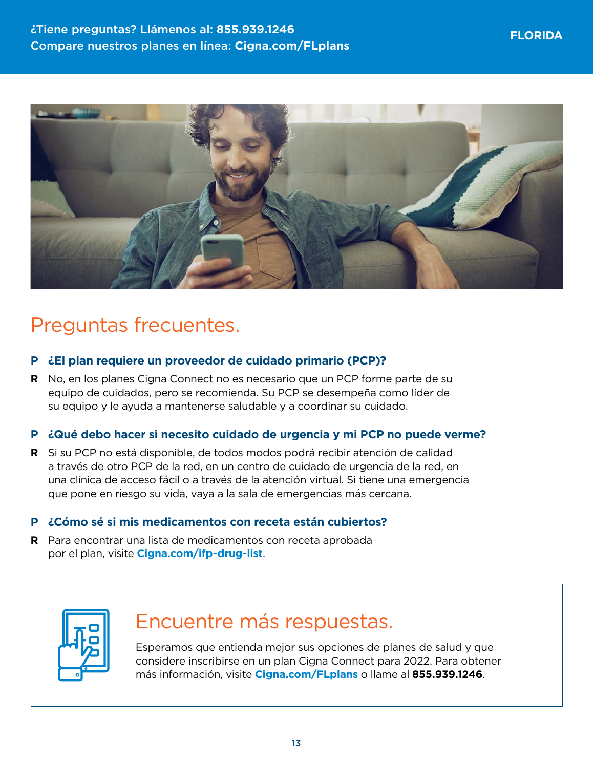¿Tiene preguntas? Llámenos al: **855.939.1246**
Compare nuestros planes en línea: **Cigna.com/FLplans**

**FLORIDA**

# Preguntas frecuentes.

**P ¿El plan requiere un proveedor de cuidado primario (PCP)?**

**R** No, en los planes Cigna Connect no es necesario que un PCP forme parte de su equipo de cuidados, pero se recomienda. Su PCP se desempeña como líder de su equipo y le ayuda a mantenerse saludable y a coordinar su cuidado.

**P ¿Qué debo hacer si necesito cuidado de urgencia y mi PCP no puede verme?**

**R** Si su PCP no está disponible, de todos modos podrá recibir atención de calidad a través de otro PCP de la red, en un centro de cuidado de urgencia de la red, en una clínica de acceso fácil o a través de la atención virtual. Si tiene una emergencia que pone en riesgo su vida, vaya a la sala de emergencias más cercana.

**P ¿Cómo sé si mis medicamentos con receta están cubiertos?**

**R** Para encontrar una lista de medicamentos con receta aprobada por el plan, visite **Cigna.com/ifp-drug-list**.

## Encuentre más respuestas.

Esperamos que entienda mejor sus opciones de planes de salud y que considere inscribirse en un plan Cigna Connect para 2022. Para obtener más información, visite **Cigna.com/FLplans** o llame al **855.939.1246**.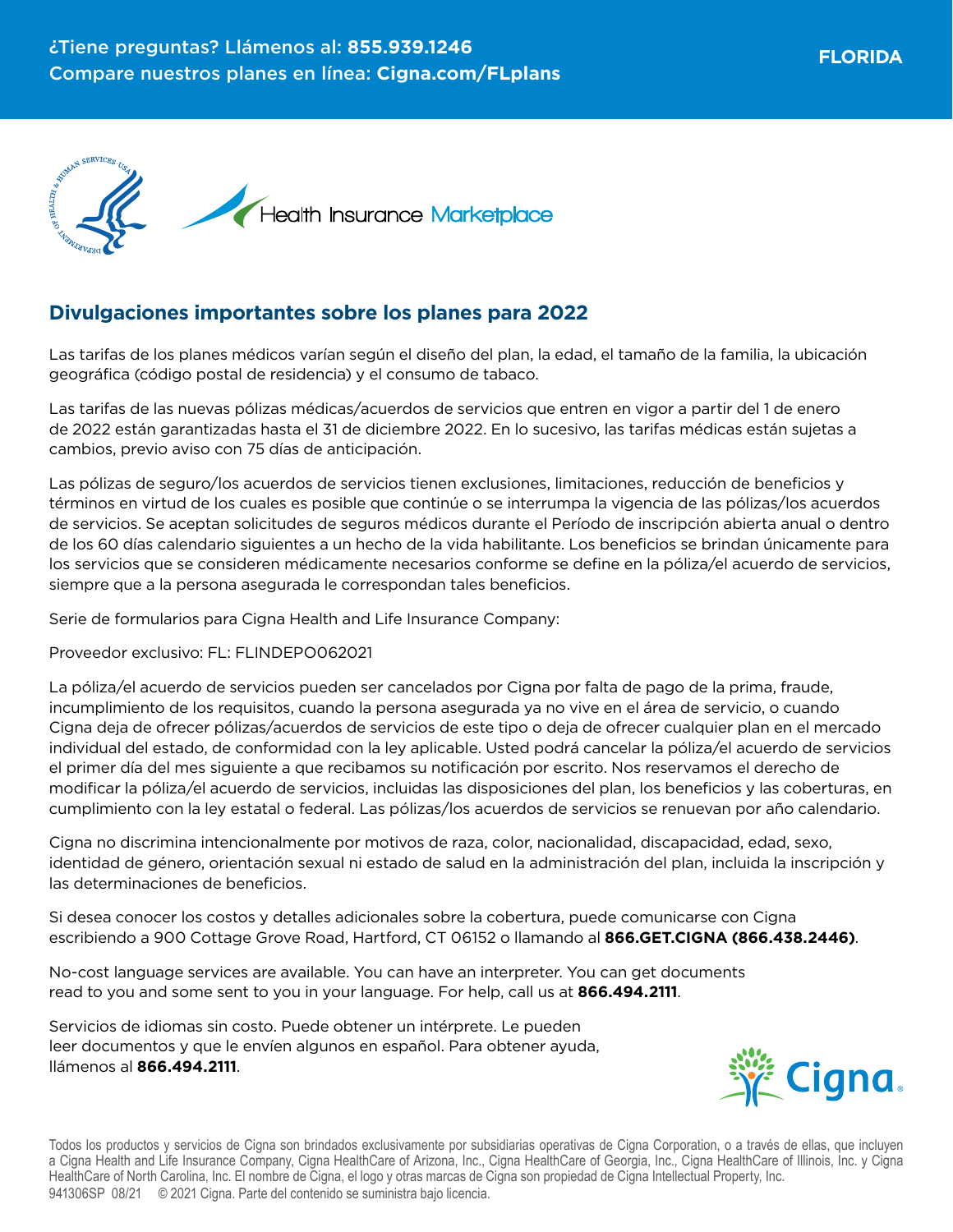**¿Tiene preguntas? Llámenos al: 855.939.1246**
**Compare nuestros planes en línea: Cigna.com/FLplans**

**FLORIDA**

Health Insurance Marketplace

## Divulgaciones importantes sobre los planes para 2022

Las tarifas de los planes médicos varían según el diseño del plan, la edad, el tamaño de la familia, la ubicación geográfica (código postal de residencia) y el consumo de tabaco.

Las tarifas de las nuevas pólizas médicas/acuerdos de servicios que entren en vigor a partir del 1 de enero de 2022 están garantizadas hasta el 31 de diciembre 2022. En lo sucesivo, las tarifas médicas están sujetas a cambios, previo aviso con 75 días de anticipación.

Las pólizas de seguro/los acuerdos de servicios tienen exclusiones, limitaciones, reducción de beneficios y términos en virtud de los cuales es posible que continúe o se interrumpa la vigencia de las pólizas/los acuerdos de servicios. Se aceptan solicitudes de seguros médicos durante el Período de inscripción abierta anual o dentro de los 60 días calendario siguientes a un hecho de la vida habilitante. Los beneficios se brindan únicamente para los servicios que se consideren médicamente necesarios conforme se define en la póliza/el acuerdo de servicios, siempre que a la persona asegurada le correspondan tales beneficios.

Serie de formularios para Cigna Health and Life Insurance Company:

Proveedor exclusivo: FL: FLINDEPO062021

La póliza/el acuerdo de servicios pueden ser cancelados por Cigna por falta de pago de la prima, fraude, incumplimiento de los requisitos, cuando la persona asegurada ya no vive en el área de servicio, o cuando Cigna deja de ofrecer pólizas/acuerdos de servicios de este tipo o deja de ofrecer cualquier plan en el mercado individual del estado, de conformidad con la ley aplicable. Usted podrá cancelar la póliza/el acuerdo de servicios el primer día del mes siguiente a que recibamos su notificación por escrito. Nos reservamos el derecho de modificar la póliza/el acuerdo de servicios, incluidas las disposiciones del plan, los beneficios y las coberturas, en cumplimiento con la ley estatal o federal. Las pólizas/los acuerdos de servicios se renuevan por año calendario.

Cigna no discrimina intencionalmente por motivos de raza, color, nacionalidad, discapacidad, edad, sexo, identidad de género, orientación sexual ni estado de salud en la administración del plan, incluida la inscripción y las determinaciones de beneficios.

Si desea conocer los costos y detalles adicionales sobre la cobertura, puede comunicarse con Cigna escribiendo a 900 Cottage Grove Road, Hartford, CT 06152 o llamando al **866.GET.CIGNA (866.438.2446)**.

No-cost language services are available. You can have an interpreter. You can get documents read to you and some sent to you in your language. For help, call us at **866.494.2111**.

Servicios de idiomas sin costo. Puede obtener un intérprete. Le pueden leer documentos y que le envíen algunos en español. Para obtener ayuda, llámenos al **866.494.2111**.

Cigna

Todos los productos y servicios de Cigna son brindados exclusivamente por subsidiarias operativas de Cigna Corporation, o a través de ellas, que incluyen a Cigna Health and Life Insurance Company, Cigna HealthCare of Arizona, Inc., Cigna HealthCare of Georgia, Inc., Cigna HealthCare of Illinois, Inc. y Cigna HealthCare of North Carolina, Inc. El nombre de Cigna, el logo y otras marcas de Cigna son propiedad de Cigna Intellectual Property, Inc.
941306SP 08/21 © 2021 Cigna. Parte del contenido se suministra bajo licencia.